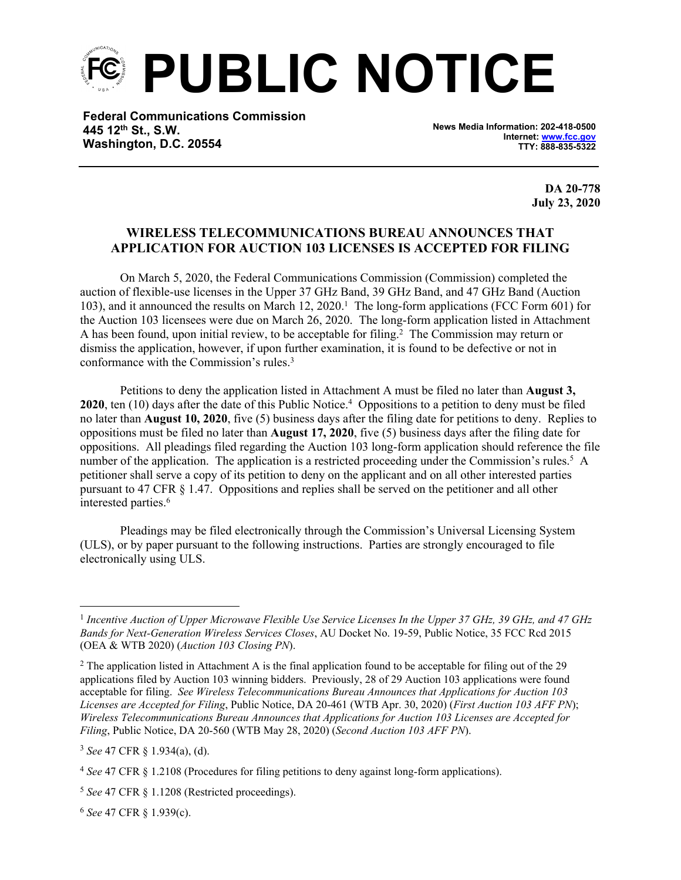# PUBLIC NOTICE

**Federal Communications Commission**
**445 12th St., S.W.**
**Washington, D.C. 20554**

**News Media Information: 202-418-0500**
**Internet: www.fcc.gov**
**TTY: 888-835-5322**

**DA 20-778**
**July 23, 2020**

## WIRELESS TELECOMMUNICATIONS BUREAU ANNOUNCES THAT APPLICATION FOR AUCTION 103 LICENSES IS ACCEPTED FOR FILING

On March 5, 2020, the Federal Communications Commission (Commission) completed the auction of flexible-use licenses in the Upper 37 GHz Band, 39 GHz Band, and 47 GHz Band (Auction 103), and it announced the results on March 12, 2020.[1] The long-form applications (FCC Form 601) for the Auction 103 licensees were due on March 26, 2020. The long-form application listed in Attachment A has been found, upon initial review, to be acceptable for filing.[2] The Commission may return or dismiss the application, however, if upon further examination, it is found to be defective or not in conformance with the Commission's rules.[3]

Petitions to deny the application listed in Attachment A must be filed no later than **August 3, 2020**, ten (10) days after the date of this Public Notice.[4] Oppositions to a petition to deny must be filed no later than **August 10, 2020**, five (5) business days after the filing date for petitions to deny. Replies to oppositions must be filed no later than **August 17, 2020**, five (5) business days after the filing date for oppositions. All pleadings filed regarding the Auction 103 long-form application should reference the file number of the application. The application is a restricted proceeding under the Commission's rules.[5] A petitioner shall serve a copy of its petition to deny on the applicant and on all other interested parties pursuant to 47 CFR § 1.47. Oppositions and replies shall be served on the petitioner and all other interested parties.[6]

Pleadings may be filed electronically through the Commission's Universal Licensing System (ULS), or by paper pursuant to the following instructions. Parties are strongly encouraged to file electronically using ULS.

---

[1] *Incentive Auction of Upper Microwave Flexible Use Service Licenses In the Upper 37 GHz, 39 GHz, and 47 GHz Bands for Next-Generation Wireless Services Closes*, AU Docket No. 19-59, Public Notice, 35 FCC Rcd 2015 (OEA & WTB 2020) (*Auction 103 Closing PN*).

[2] The application listed in Attachment A is the final application found to be acceptable for filing out of the 29 applications filed by Auction 103 winning bidders. Previously, 28 of 29 Auction 103 applications were found acceptable for filing. *See Wireless Telecommunications Bureau Announces that Applications for Auction 103 Licenses are Accepted for Filing*, Public Notice, DA 20-461 (WTB Apr. 30, 2020) (*First Auction 103 AFF PN*); *Wireless Telecommunications Bureau Announces that Applications for Auction 103 Licenses are Accepted for Filing*, Public Notice, DA 20-560 (WTB May 28, 2020) (*Second Auction 103 AFF PN*).

[3] *See* 47 CFR § 1.934(a), (d).

[4] *See* 47 CFR § 1.2108 (Procedures for filing petitions to deny against long-form applications).

[5] *See* 47 CFR § 1.1208 (Restricted proceedings).

[6] *See* 47 CFR § 1.939(c).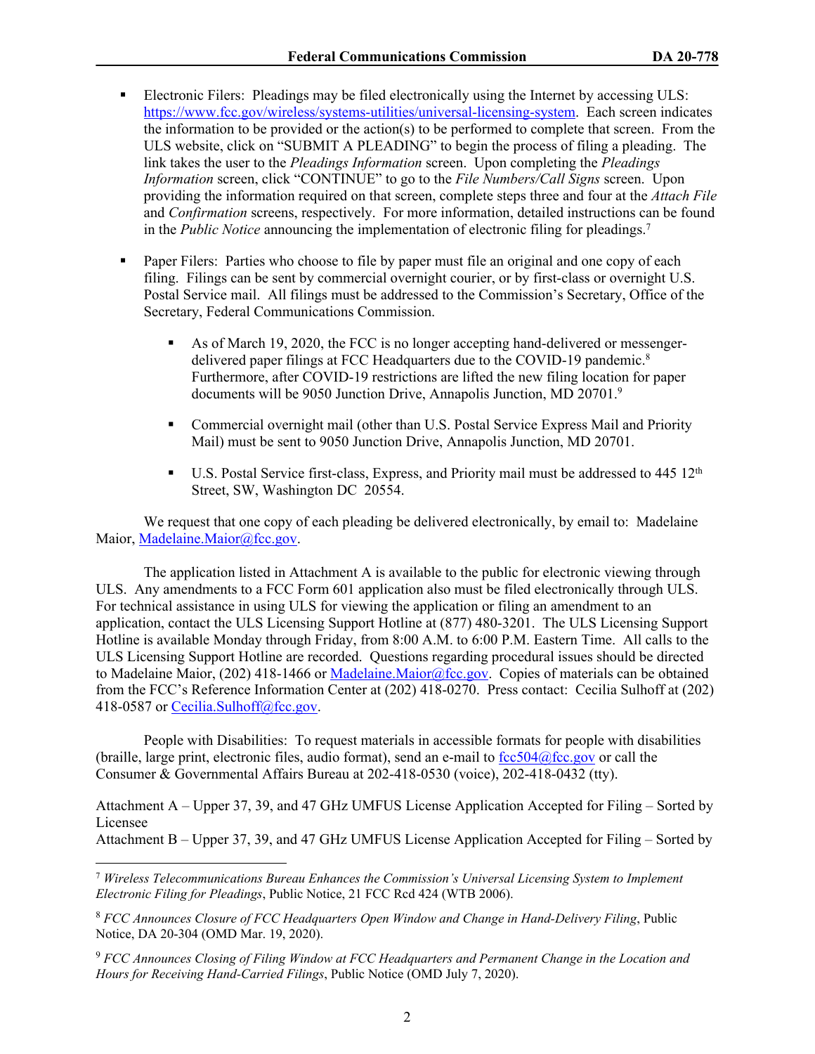- Electronic Filers: Pleadings may be filed electronically using the Internet by accessing ULS: https://www.fcc.gov/wireless/systems-utilities/universal-licensing-system. Each screen indicates the information to be provided or the action(s) to be performed to complete that screen. From the ULS website, click on "SUBMIT A PLEADING" to begin the process of filing a pleading. The link takes the user to the *Pleadings Information* screen. Upon completing the *Pleadings Information* screen, click "CONTINUE" to go to the *File Numbers/Call Signs* screen. Upon providing the information required on that screen, complete steps three and four at the *Attach File* and *Confirmation* screens, respectively. For more information, detailed instructions can be found in the *Public Notice* announcing the implementation of electronic filing for pleadings.[7]

- Paper Filers: Parties who choose to file by paper must file an original and one copy of each filing. Filings can be sent by commercial overnight courier, or by first-class or overnight U.S. Postal Service mail. All filings must be addressed to the Commission's Secretary, Office of the Secretary, Federal Communications Commission.

  - As of March 19, 2020, the FCC is no longer accepting hand-delivered or messenger-delivered paper filings at FCC Headquarters due to the COVID-19 pandemic.[8] Furthermore, after COVID-19 restrictions are lifted the new filing location for paper documents will be 9050 Junction Drive, Annapolis Junction, MD 20701.[9]

  - Commercial overnight mail (other than U.S. Postal Service Express Mail and Priority Mail) must be sent to 9050 Junction Drive, Annapolis Junction, MD 20701.

  - U.S. Postal Service first-class, Express, and Priority mail must be addressed to 445 12th Street, SW, Washington DC 20554.

We request that one copy of each pleading be delivered electronically, by email to: Madelaine Maior, Madelaine.Maior@fcc.gov.

The application listed in Attachment A is available to the public for electronic viewing through ULS. Any amendments to a FCC Form 601 application also must be filed electronically through ULS. For technical assistance in using ULS for viewing the application or filing an amendment to an application, contact the ULS Licensing Support Hotline at (877) 480-3201. The ULS Licensing Support Hotline is available Monday through Friday, from 8:00 A.M. to 6:00 P.M. Eastern Time. All calls to the ULS Licensing Support Hotline are recorded. Questions regarding procedural issues should be directed to Madelaine Maior, (202) 418-1466 or Madelaine.Maior@fcc.gov. Copies of materials can be obtained from the FCC's Reference Information Center at (202) 418-0270. Press contact: Cecilia Sulhoff at (202) 418-0587 or Cecilia.Sulhoff@fcc.gov.

People with Disabilities: To request materials in accessible formats for people with disabilities (braille, large print, electronic files, audio format), send an e-mail to fcc504@fcc.gov or call the Consumer & Governmental Affairs Bureau at 202-418-0530 (voice), 202-418-0432 (tty).

Attachment A – Upper 37, 39, and 47 GHz UMFUS License Application Accepted for Filing – Sorted by Licensee
Attachment B – Upper 37, 39, and 47 GHz UMFUS License Application Accepted for Filing – Sorted by

---

[7] *Wireless Telecommunications Bureau Enhances the Commission's Universal Licensing System to Implement Electronic Filing for Pleadings*, Public Notice, 21 FCC Rcd 424 (WTB 2006).

[8] *FCC Announces Closure of FCC Headquarters Open Window and Change in Hand-Delivery Filing*, Public Notice, DA 20-304 (OMD Mar. 19, 2020).

[9] *FCC Announces Closing of Filing Window at FCC Headquarters and Permanent Change in the Location and Hours for Receiving Hand-Carried Filings*, Public Notice (OMD July 7, 2020).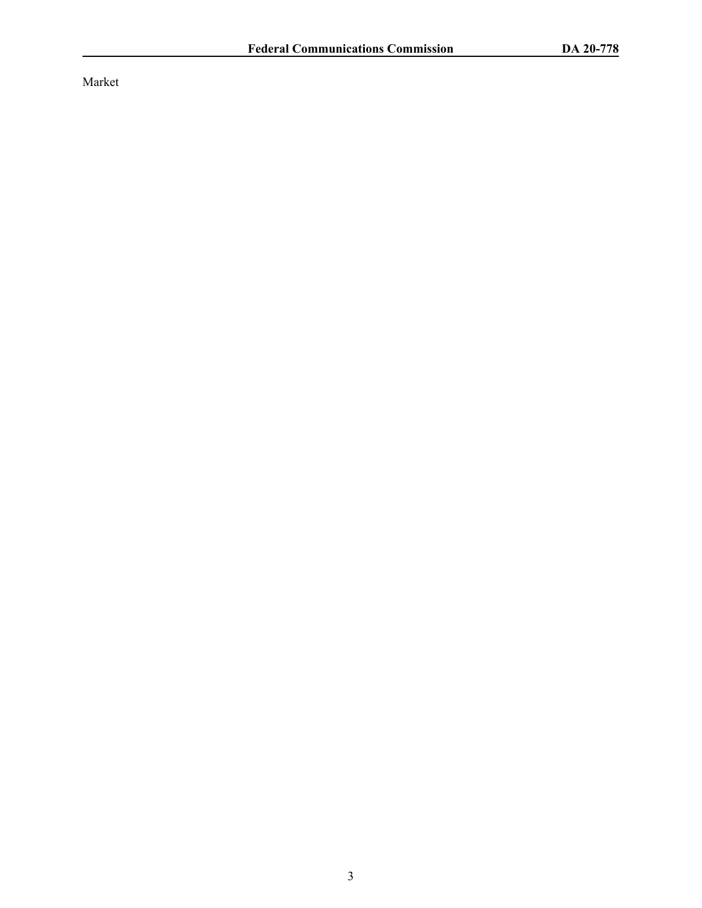Market